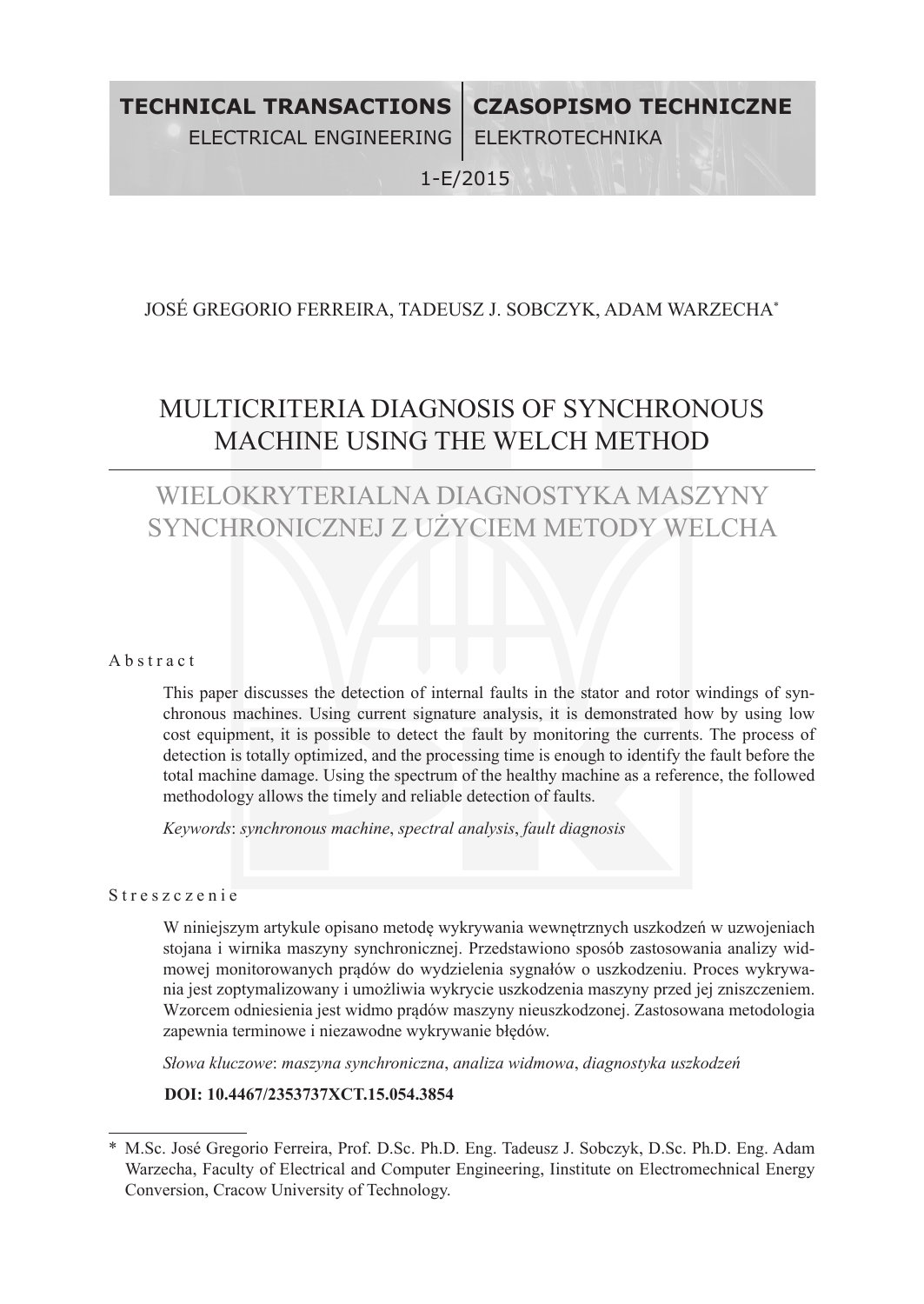TECHNICAL TRANSACTIONS | CZASOPISMO TECHNICZNE
ELECTRICAL ENGINEERING | ELEKTROTECHNIKA

1-E/2015

JOSÉ GREGORIO FERREIRA, TADEUSZ J. SOBCZYK, ADAM WARZECHA*

# MULTICRITERIA DIAGNOSIS OF SYNCHRONOUS MACHINE USING THE WELCH METHOD

# WIELOKRYTERIALNA DIAGNOSTYKA MASZYNY SYNCHRONICZNEJ Z UŻYCIEM METODY WELCHA

## Abstract

This paper discusses the detection of internal faults in the stator and rotor windings of synchronous machines. Using current signature analysis, it is demonstrated how by using low cost equipment, it is possible to detect the fault by monitoring the currents. The process of detection is totally optimized, and the processing time is enough to identify the fault before the total machine damage. Using the spectrum of the healthy machine as a reference, the followed methodology allows the timely and reliable detection of faults.

*Keywords*: *synchronous machine*, *spectral analysis*, *fault diagnosis*

## Streszczenie

W niniejszym artykule opisano metodę wykrywania wewnętrznych uszkodzeń w uzwojeniach stojana i wirnika maszyny synchronicznej. Przedstawiono sposób zastosowania analizy widmowej monitorowanych prądów do wydzielenia sygnałów o uszkodzeniu. Proces wykrywania jest zoptymalizowany i umożliwia wykrycie uszkodzenia maszyny przed jej zniszczeniem. Wzorcem odniesienia jest widmo prądów maszyny nieuszkodzonej. Zastosowana metodologia zapewnia terminowe i niezawodne wykrywanie błędów.

*Słowa kluczowe*: *maszyna synchroniczna*, *analiza widmowa*, *diagnostyka uszkodzeń*

**DOI: 10.4467/2353737XCT.15.054.3854**

---

\* M.Sc. José Gregorio Ferreira, Prof. D.Sc. Ph.D. Eng. Tadeusz J. Sobczyk, D.Sc. Ph.D. Eng. Adam Warzecha, Faculty of Electrical and Computer Engineering, Iinstitute on Electromechnical Energy Conversion, Cracow University of Technology.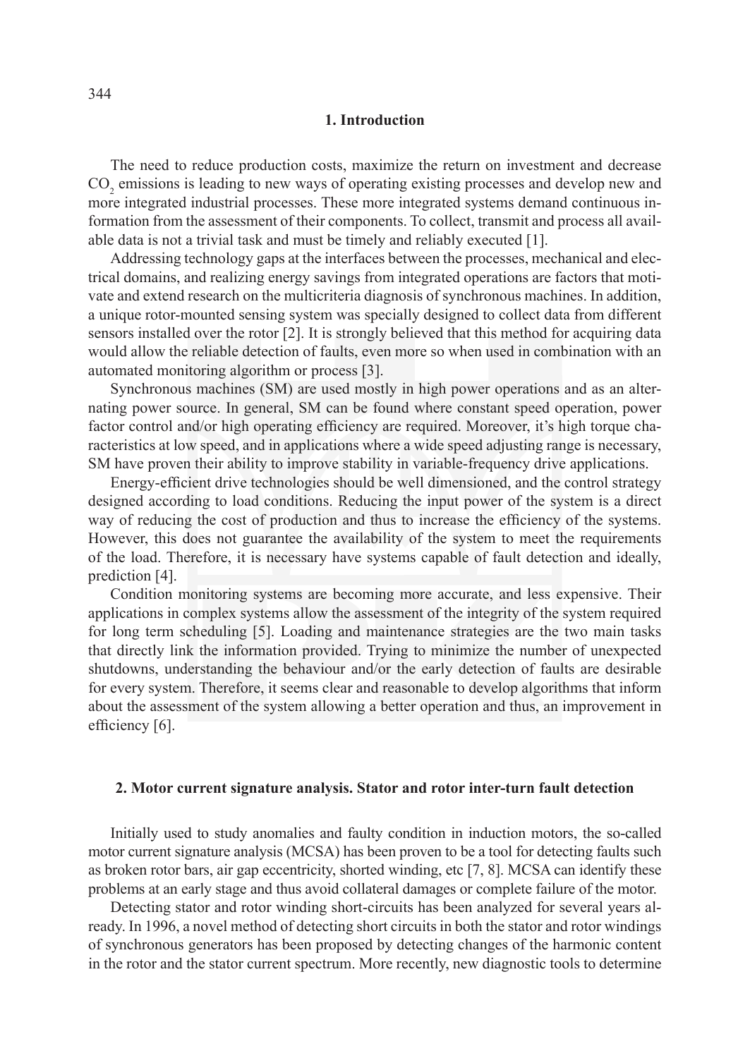## 1. Introduction

The need to reduce production costs, maximize the return on investment and decrease $CO_2$ emissions is leading to new ways of operating existing processes and develop new and more integrated industrial processes. These more integrated systems demand continuous information from the assessment of their components. To collect, transmit and process all available data is not a trivial task and must be timely and reliably executed [1].

Addressing technology gaps at the interfaces between the processes, mechanical and electrical domains, and realizing energy savings from integrated operations are factors that motivate and extend research on the multicriteria diagnosis of synchronous machines. In addition, a unique rotor-mounted sensing system was specially designed to collect data from different sensors installed over the rotor [2]. It is strongly believed that this method for acquiring data would allow the reliable detection of faults, even more so when used in combination with an automated monitoring algorithm or process [3].

Synchronous machines (SM) are used mostly in high power operations and as an alternating power source. In general, SM can be found where constant speed operation, power factor control and/or high operating efficiency are required. Moreover, it's high torque characteristics at low speed, and in applications where a wide speed adjusting range is necessary, SM have proven their ability to improve stability in variable-frequency drive applications.

Energy-efficient drive technologies should be well dimensioned, and the control strategy designed according to load conditions. Reducing the input power of the system is a direct way of reducing the cost of production and thus to increase the efficiency of the systems. However, this does not guarantee the availability of the system to meet the requirements of the load. Therefore, it is necessary have systems capable of fault detection and ideally, prediction [4].

Condition monitoring systems are becoming more accurate, and less expensive. Their applications in complex systems allow the assessment of the integrity of the system required for long term scheduling [5]. Loading and maintenance strategies are the two main tasks that directly link the information provided. Trying to minimize the number of unexpected shutdowns, understanding the behaviour and/or the early detection of faults are desirable for every system. Therefore, it seems clear and reasonable to develop algorithms that inform about the assessment of the system allowing a better operation and thus, an improvement in efficiency [6].

## 2. Motor current signature analysis. Stator and rotor inter-turn fault detection

Initially used to study anomalies and faulty condition in induction motors, the so-called motor current signature analysis (MCSA) has been proven to be a tool for detecting faults such as broken rotor bars, air gap eccentricity, shorted winding, etc [7, 8]. MCSA can identify these problems at an early stage and thus avoid collateral damages or complete failure of the motor.

Detecting stator and rotor winding short-circuits has been analyzed for several years already. In 1996, a novel method of detecting short circuits in both the stator and rotor windings of synchronous generators has been proposed by detecting changes of the harmonic content in the rotor and the stator current spectrum. More recently, new diagnostic tools to determine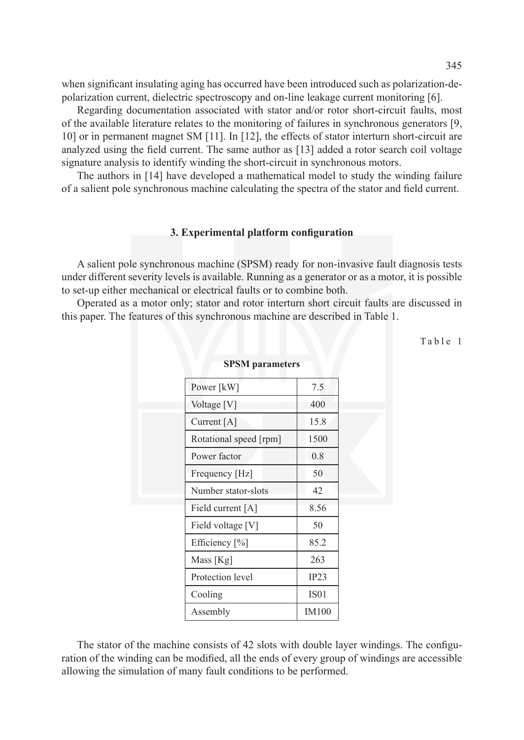when significant insulating aging has occurred have been introduced such as polarization-depolarization current, dielectric spectroscopy and on-line leakage current monitoring [6].

Regarding documentation associated with stator and/or rotor short-circuit faults, most of the available literature relates to the monitoring of failures in synchronous generators [9, 10] or in permanent magnet SM [11]. In [12], the effects of stator interturn short-circuit are analyzed using the field current. The same author as [13] added a rotor search coil voltage signature analysis to identify winding the short-circuit in synchronous motors.

The authors in [14] have developed a mathematical model to study the winding failure of a salient pole synchronous machine calculating the spectra of the stator and field current.

## 3. Experimental platform configuration

A salient pole synchronous machine (SPSM) ready for non-invasive fault diagnosis tests under different severity levels is available. Running as a generator or as a motor, it is possible to set-up either mechanical or electrical faults or to combine both.

Operated as a motor only; stator and rotor interturn short circuit faults are discussed in this paper. The features of this synchronous machine are described in Table 1.

Table 1

**SPSM parameters**

| Parameter | Value |
|---|---|
| Power [kW] | 7.5 |
| Voltage [V] | 400 |
| Current [A] | 15.8 |
| Rotational speed [rpm] | 1500 |
| Power factor | 0.8 |
| Frequency [Hz] | 50 |
| Number stator-slots | 42 |
| Field current [A] | 8.56 |
| Field voltage [V] | 50 |
| Efficiency [%] | 85.2 |
| Mass [Kg] | 263 |
| Protection level | IP23 |
| Cooling | IS01 |
| Assembly | IM100 |

The stator of the machine consists of 42 slots with double layer windings. The configuration of the winding can be modified, all the ends of every group of windings are accessible allowing the simulation of many fault conditions to be performed.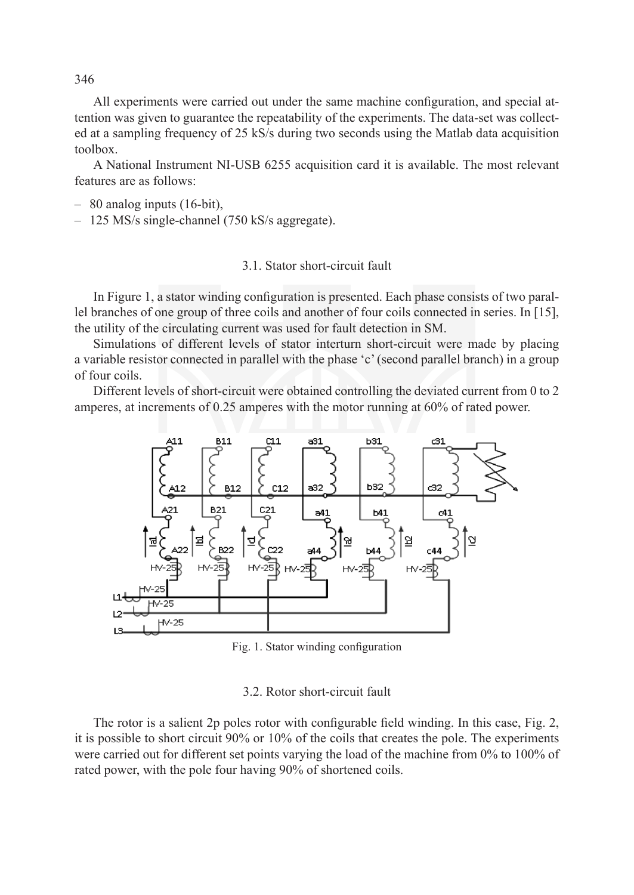All experiments were carried out under the same machine configuration, and special attention was given to guarantee the repeatability of the experiments. The data-set was collected at a sampling frequency of 25 kS/s during two seconds using the Matlab data acquisition toolbox.

A National Instrument NI-USB 6255 acquisition card it is available. The most relevant features are as follows:

– 80 analog inputs (16-bit),
– 125 MS/s single-channel (750 kS/s aggregate).

### 3.1. Stator short-circuit fault

In Figure 1, a stator winding configuration is presented. Each phase consists of two parallel branches of one group of three coils and another of four coils connected in series. In [15], the utility of the circulating current was used for fault detection in SM.

Simulations of different levels of stator interturn short-circuit were made by placing a variable resistor connected in parallel with the phase 'c' (second parallel branch) in a group of four coils.

Different levels of short-circuit were obtained controlling the deviated current from 0 to 2 amperes, at increments of 0.25 amperes with the motor running at 60% of rated power.

Fig. 1. Stator winding configuration

### 3.2. Rotor short-circuit fault

The rotor is a salient 2p poles rotor with configurable field winding. In this case, Fig. 2, it is possible to short circuit 90% or 10% of the coils that creates the pole. The experiments were carried out for different set points varying the load of the machine from 0% to 100% of rated power, with the pole four having 90% of shortened coils.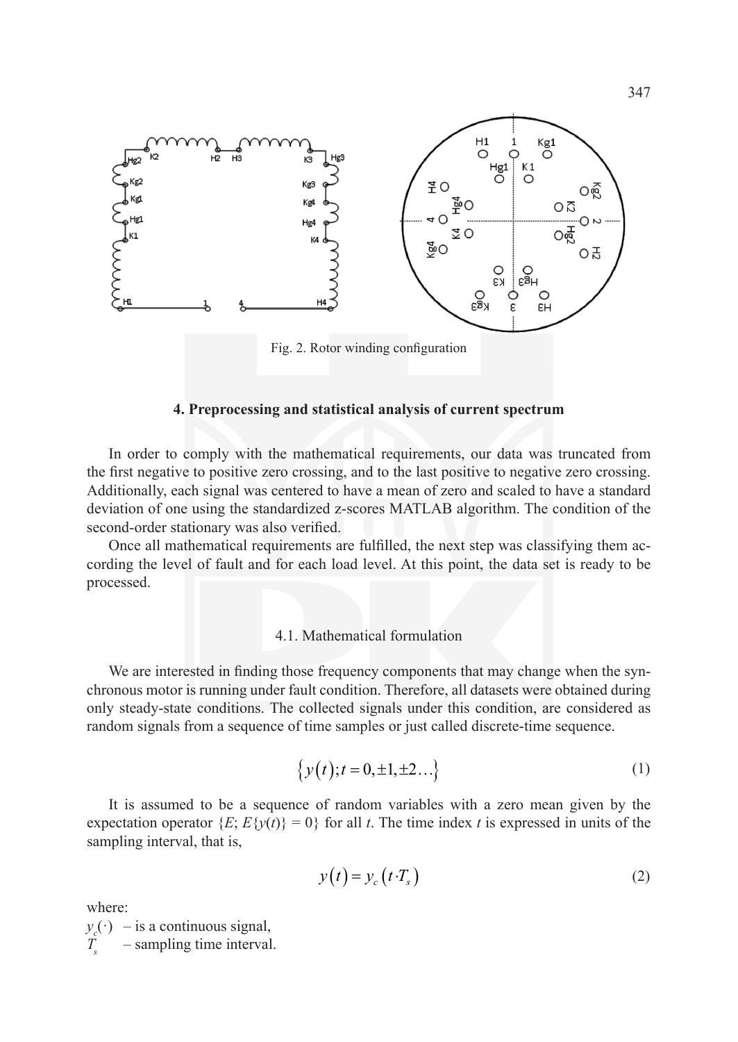Fig. 2. Rotor winding configuration

## 4. Preprocessing and statistical analysis of current spectrum

In order to comply with the mathematical requirements, our data was truncated from the first negative to positive zero crossing, and to the last positive to negative zero crossing. Additionally, each signal was centered to have a mean of zero and scaled to have a standard deviation of one using the standardized z-scores MATLAB algorithm. The condition of the second-order stationary was also verified.

Once all mathematical requirements are fulfilled, the next step was classifying them according the level of fault and for each load level. At this point, the data set is ready to be processed.

### 4.1. Mathematical formulation

We are interested in finding those frequency components that may change when the synchronous motor is running under fault condition. Therefore, all datasets were obtained during only steady-state conditions. The collected signals under this condition, are considered as random signals from a sequence of time samples or just called discrete-time sequence.

$$\left\{ y(t); t = 0, \pm 1, \pm 2 \ldots \right\} \tag{1}$$

It is assumed to be a sequence of random variables with a zero mean given by the expectation operator $\{E; E\{y(t)\} = 0\}$ for all $t$. The time index $t$ is expressed in units of the sampling interval, that is,

$$y(t) = y_c\left(t \cdot T_s\right) \tag{2}$$

where:

$y_c(\cdot)$ – is a continuous signal,

$T_s$ – sampling time interval.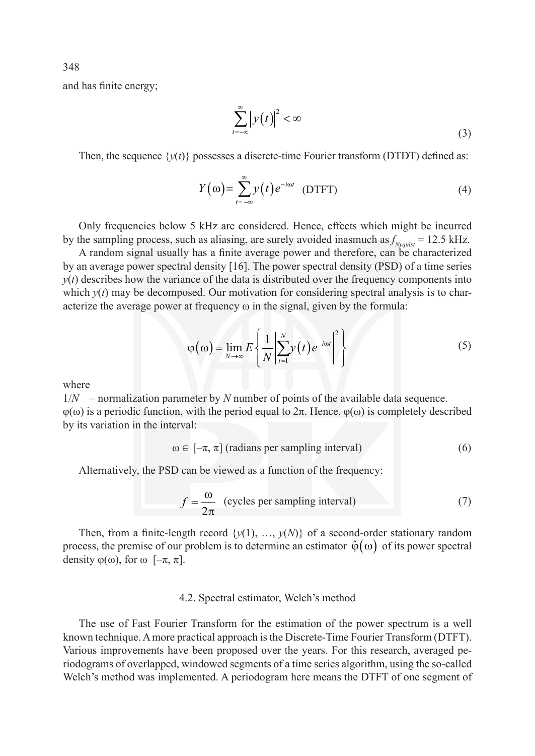and has finite energy;

$$\sum_{t=-\infty}^{\infty} |y(t)|^2 < \infty \tag{3}$$

Then, the sequence $\{y(t)\}$ possesses a discrete-time Fourier transform (DTDT) defined as:

$$Y(\omega) = \sum_{t=-\infty}^{\infty} y(t) e^{-i\omega t} \quad \text{(DTFT)} \tag{4}$$

Only frequencies below 5 kHz are considered. Hence, effects which might be incurred by the sampling process, such as aliasing, are surely avoided inasmuch as $f_{Nyquist} = 12.5$ kHz.

A random signal usually has a finite average power and therefore, can be characterized by an average power spectral density [16]. The power spectral density (PSD) of a time series $y(t)$ describes how the variance of the data is distributed over the frequency components into which $y(t)$ may be decomposed. Our motivation for considering spectral analysis is to characterize the average power at frequency $\omega$ in the signal, given by the formula:

$$\varphi(\omega) = \lim_{N \to \infty} E\left\{ \frac{1}{N} \left| \sum_{t=1}^{N} y(t) e^{-i\omega t} \right|^2 \right\} \tag{5}$$

where

$1/N$ – normalization parameter by $N$ number of points of the available data sequence.

$\varphi(\omega)$ is a periodic function, with the period equal to $2\pi$. Hence, $\varphi(\omega)$ is completely described by its variation in the interval:

$$\omega \in [-\pi, \pi] \text{ (radians per sampling interval)} \tag{6}$$

Alternatively, the PSD can be viewed as a function of the frequency:

$$f = \frac{\omega}{2\pi} \quad \text{(cycles per sampling interval)} \tag{7}$$

Then, from a finite-length record $\{y(1), \ldots, y(N)\}$ of a second-order stationary random process, the premise of our problem is to determine an estimator $\hat{\varphi}(\omega)$ of its power spectral density $\varphi(\omega)$, for $\omega$ $[-\pi, \pi]$.

### 4.2. Spectral estimator, Welch's method

The use of Fast Fourier Transform for the estimation of the power spectrum is a well known technique. A more practical approach is the Discrete-Time Fourier Transform (DTFT). Various improvements have been proposed over the years. For this research, averaged periodograms of overlapped, windowed segments of a time series algorithm, using the so-called Welch's method was implemented. A periodogram here means the DTFT of one segment of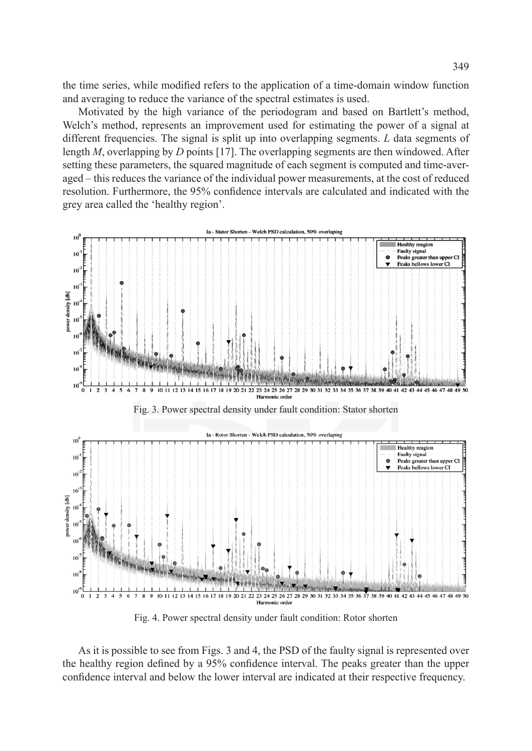the time series, while modified refers to the application of a time-domain window function and averaging to reduce the variance of the spectral estimates is used.

Motivated by the high variance of the periodogram and based on Bartlett's method, Welch's method, represents an improvement used for estimating the power of a signal at different frequencies. The signal is split up into overlapping segments. $L$ data segments of length $M$, overlapping by $D$ points [17]. The overlapping segments are then windowed. After setting these parameters, the squared magnitude of each segment is computed and time-averaged – this reduces the variance of the individual power measurements, at the cost of reduced resolution. Furthermore, the 95% confidence intervals are calculated and indicated with the grey area called the 'healthy region'.

Fig. 3. Power spectral density under fault condition: Stator shorten

Fig. 4. Power spectral density under fault condition: Rotor shorten

As it is possible to see from Figs. 3 and 4, the PSD of the faulty signal is represented over the healthy region defined by a 95% confidence interval. The peaks greater than the upper confidence interval and below the lower interval are indicated at their respective frequency.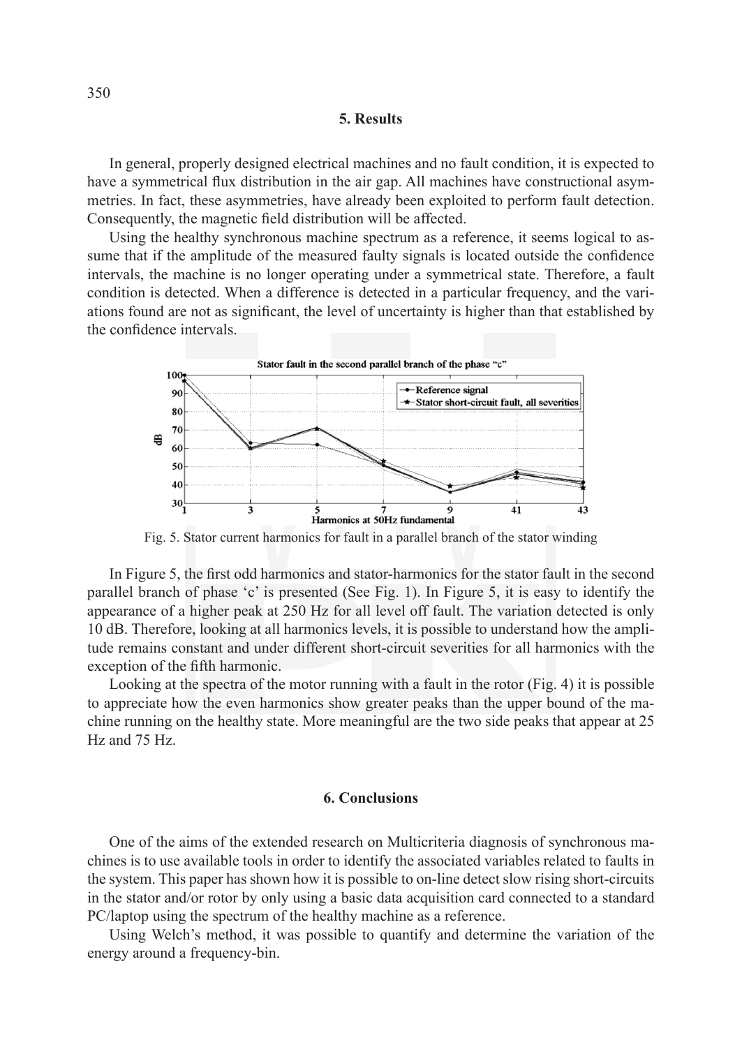## 5. Results

In general, properly designed electrical machines and no fault condition, it is expected to have a symmetrical flux distribution in the air gap. All machines have constructional asymmetries. In fact, these asymmetries, have already been exploited to perform fault detection. Consequently, the magnetic field distribution will be affected.

Using the healthy synchronous machine spectrum as a reference, it seems logical to assume that if the amplitude of the measured faulty signals is located outside the confidence intervals, the machine is no longer operating under a symmetrical state. Therefore, a fault condition is detected. When a difference is detected in a particular frequency, and the variations found are not as significant, the level of uncertainty is higher than that established by the confidence intervals.

Fig. 5. Stator current harmonics for fault in a parallel branch of the stator winding

In Figure 5, the first odd harmonics and stator-harmonics for the stator fault in the second parallel branch of phase 'c' is presented (See Fig. 1). In Figure 5, it is easy to identify the appearance of a higher peak at 250 Hz for all level off fault. The variation detected is only 10 dB. Therefore, looking at all harmonics levels, it is possible to understand how the amplitude remains constant and under different short-circuit severities for all harmonics with the exception of the fifth harmonic.

Looking at the spectra of the motor running with a fault in the rotor (Fig. 4) it is possible to appreciate how the even harmonics show greater peaks than the upper bound of the machine running on the healthy state. More meaningful are the two side peaks that appear at 25 Hz and 75 Hz.

## 6. Conclusions

One of the aims of the extended research on Multicriteria diagnosis of synchronous machines is to use available tools in order to identify the associated variables related to faults in the system. This paper has shown how it is possible to on-line detect slow rising short-circuits in the stator and/or rotor by only using a basic data acquisition card connected to a standard PC/laptop using the spectrum of the healthy machine as a reference.

Using Welch's method, it was possible to quantify and determine the variation of the energy around a frequency-bin.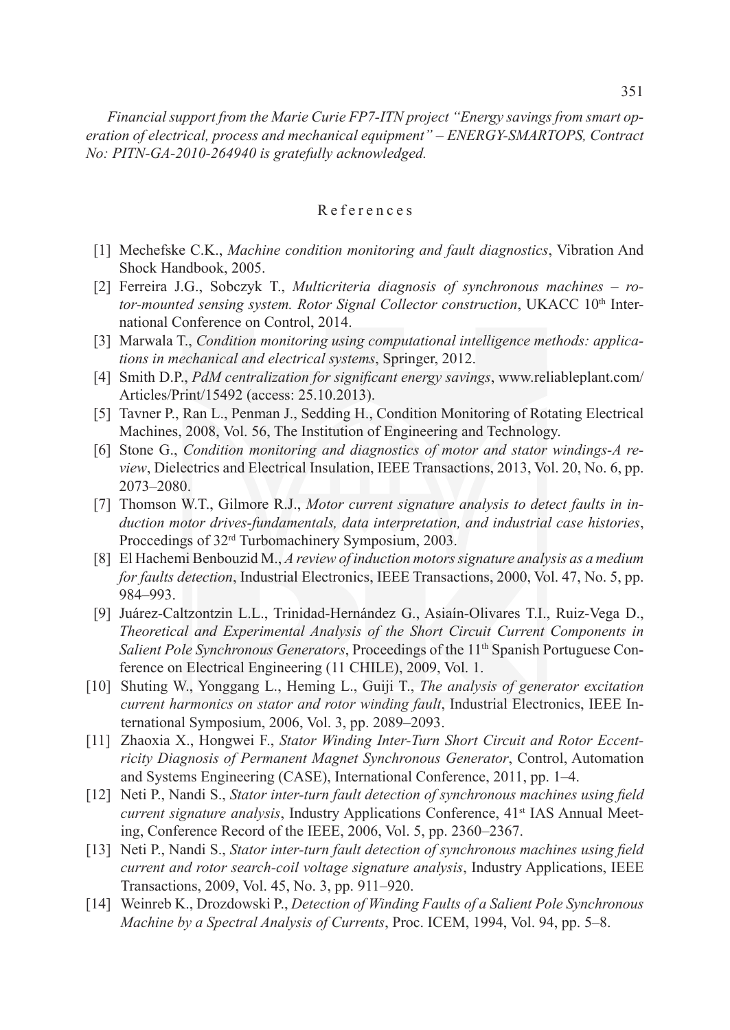*Financial support from the Marie Curie FP7-ITN project "Energy savings from smart operation of electrical, process and mechanical equipment" – ENERGY-SMARTOPS, Contract No: PITN-GA-2010-264940 is gratefully acknowledged.*

## References

[1] Mechefske C.K., *Machine condition monitoring and fault diagnostics*, Vibration And Shock Handbook, 2005.

[2] Ferreira J.G., Sobczyk T., *Multicriteria diagnosis of synchronous machines – rotor-mounted sensing system. Rotor Signal Collector construction*, UKACC 10th International Conference on Control, 2014.

[3] Marwala T., *Condition monitoring using computational intelligence methods: applications in mechanical and electrical systems*, Springer, 2012.

[4] Smith D.P., *PdM centralization for significant energy savings*, www.reliableplant.com/Articles/Print/15492 (access: 25.10.2013).

[5] Tavner P., Ran L., Penman J., Sedding H., Condition Monitoring of Rotating Electrical Machines, 2008, Vol. 56, The Institution of Engineering and Technology.

[6] Stone G., *Condition monitoring and diagnostics of motor and stator windings-A review*, Dielectrics and Electrical Insulation, IEEE Transactions, 2013, Vol. 20, No. 6, pp. 2073–2080.

[7] Thomson W.T., Gilmore R.J., *Motor current signature analysis to detect faults in induction motor drives-fundamentals, data interpretation, and industrial case histories*, Proccedings of 32rd Turbomachinery Symposium, 2003.

[8] El Hachemi Benbouzid M., *A review of induction motors signature analysis as a medium for faults detection*, Industrial Electronics, IEEE Transactions, 2000, Vol. 47, No. 5, pp. 984–993.

[9] Juárez-Caltzontzin L.L., Trinidad-Hernández G., Asiaín-Olivares T.I., Ruiz-Vega D., *Theoretical and Experimental Analysis of the Short Circuit Current Components in Salient Pole Synchronous Generators*, Proceedings of the 11th Spanish Portuguese Conference on Electrical Engineering (11 CHILE), 2009, Vol. 1.

[10] Shuting W., Yonggang L., Heming L., Guiji T., *The analysis of generator excitation current harmonics on stator and rotor winding fault*, Industrial Electronics, IEEE International Symposium, 2006, Vol. 3, pp. 2089–2093.

[11] Zhaoxia X., Hongwei F., *Stator Winding Inter-Turn Short Circuit and Rotor Eccentricity Diagnosis of Permanent Magnet Synchronous Generator*, Control, Automation and Systems Engineering (CASE), International Conference, 2011, pp. 1–4.

[12] Neti P., Nandi S., *Stator inter-turn fault detection of synchronous machines using field current signature analysis*, Industry Applications Conference, 41st IAS Annual Meeting, Conference Record of the IEEE, 2006, Vol. 5, pp. 2360–2367.

[13] Neti P., Nandi S., *Stator inter-turn fault detection of synchronous machines using field current and rotor search-coil voltage signature analysis*, Industry Applications, IEEE Transactions, 2009, Vol. 45, No. 3, pp. 911–920.

[14] Weinreb K., Drozdowski P., *Detection of Winding Faults of a Salient Pole Synchronous Machine by a Spectral Analysis of Currents*, Proc. ICEM, 1994, Vol. 94, pp. 5–8.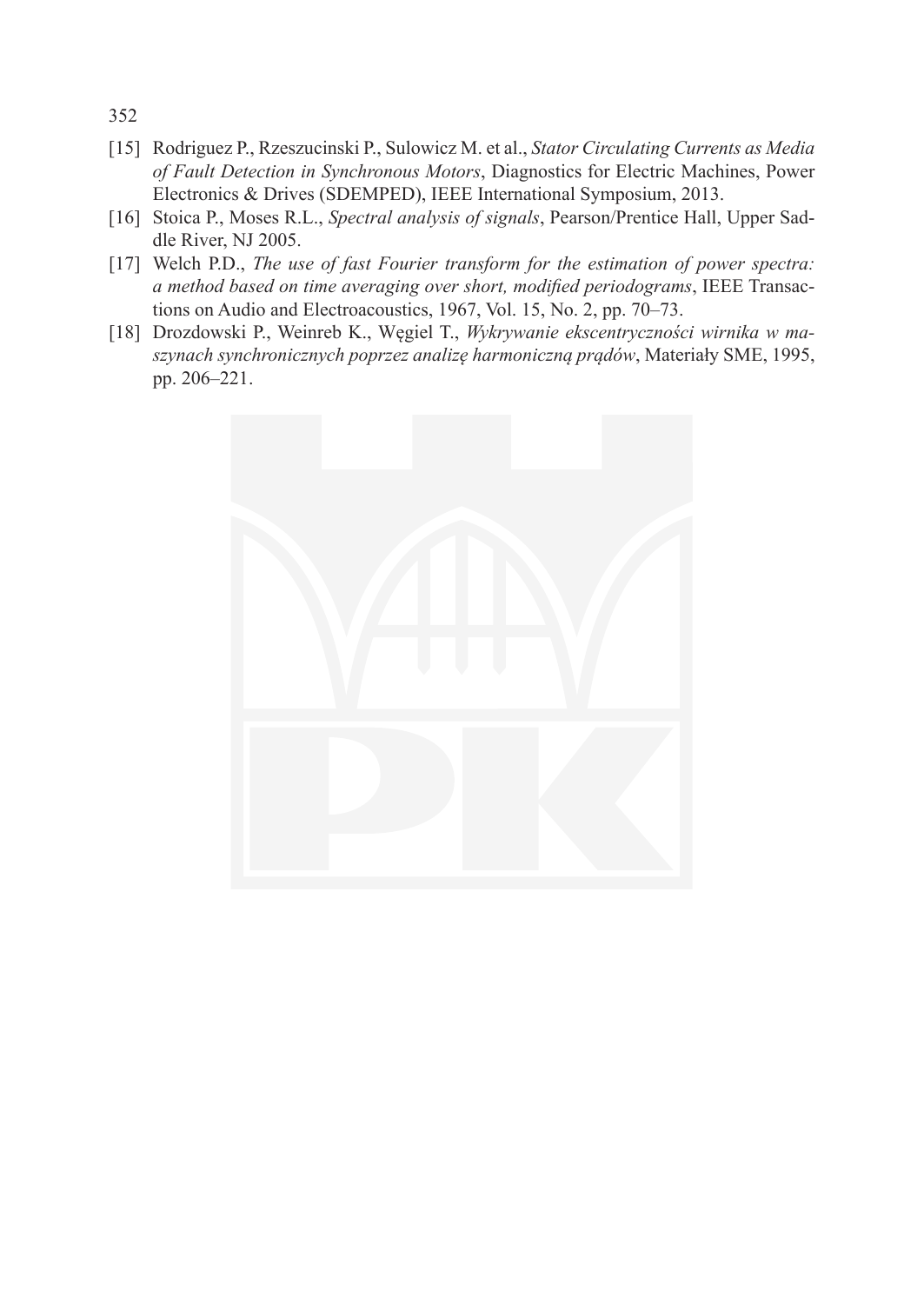[15] Rodriguez P., Rzeszucinski P., Sulowicz M. et al., *Stator Circulating Currents as Media of Fault Detection in Synchronous Motors*, Diagnostics for Electric Machines, Power Electronics & Drives (SDEMPED), IEEE International Symposium, 2013.

[16] Stoica P., Moses R.L., *Spectral analysis of signals*, Pearson/Prentice Hall, Upper Saddle River, NJ 2005.

[17] Welch P.D., *The use of fast Fourier transform for the estimation of power spectra: a method based on time averaging over short, modified periodograms*, IEEE Transactions on Audio and Electroacoustics, 1967, Vol. 15, No. 2, pp. 70–73.

[18] Drozdowski P., Weinreb K., Węgiel T., *Wykrywanie ekscentryczności wirnika w maszynach synchronicznych poprzez analizę harmoniczną prądów*, Materiały SME, 1995, pp. 206–221.